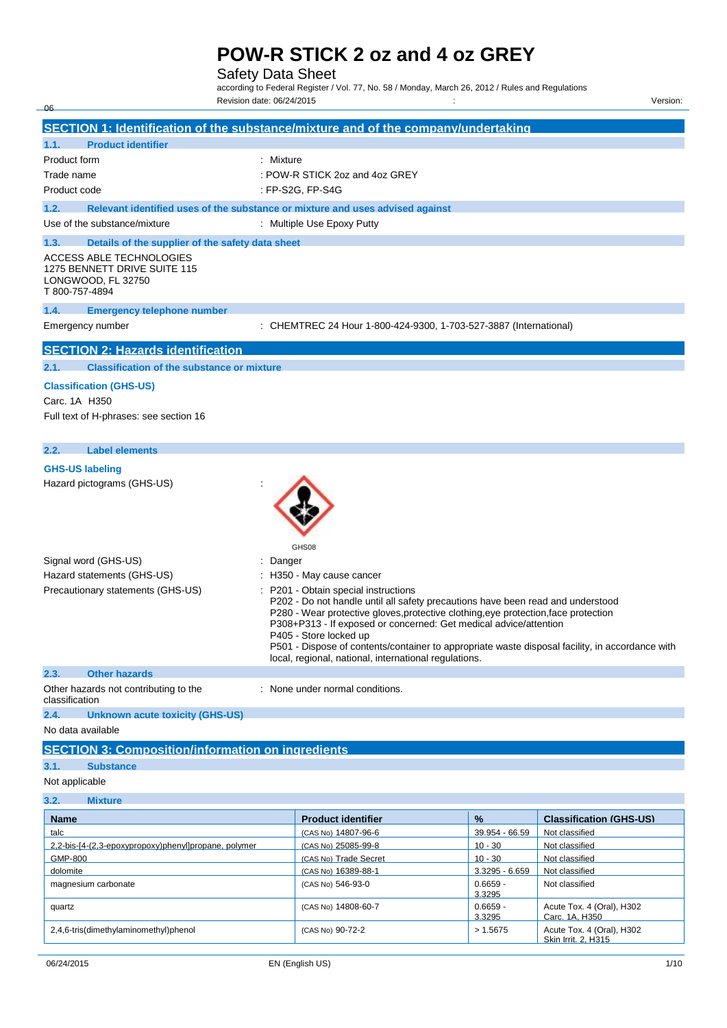# POW-R STICK 2 oz and 4 oz GREY

Safety Data Sheet

according to Federal Register / Vol. 77, No. 58 / Monday, March 26, 2012 / Rules and Regulations

Revision date: 06/24/2015 : Version: 06

## SECTION 1: Identification of the substance/mixture and of the company/undertaking

### 1.1. Product identifier

Product form : Mixture

Trade name : POW-R STICK 2oz and 4oz GREY

Product code : FP-S2G, FP-S4G

### 1.2. Relevant identified uses of the substance or mixture and uses advised against

Use of the substance/mixture : Multiple Use Epoxy Putty

### 1.3. Details of the supplier of the safety data sheet

ACCESS ABLE TECHNOLOGIES
1275 BENNETT DRIVE SUITE 115
LONGWOOD, FL 32750
T 800-757-4894

### 1.4. Emergency telephone number

Emergency number : CHEMTREC 24 Hour 1-800-424-9300, 1-703-527-3887 (International)

## SECTION 2: Hazards identification

### 2.1. Classification of the substance or mixture

**Classification (GHS-US)**

Carc. 1A H350

Full text of H-phrases: see section 16

### 2.2. Label elements

**GHS-US labeling**

Hazard pictograms (GHS-US) :

GHS08

Signal word (GHS-US) : Danger

Hazard statements (GHS-US) : H350 - May cause cancer

Precautionary statements (GHS-US) :
- P201 - Obtain special instructions
- P202 - Do not handle until all safety precautions have been read and understood
- P280 - Wear protective gloves,protective clothing,eye protection,face protection
- P308+P313 - If exposed or concerned: Get medical advice/attention
- P405 - Store locked up
- P501 - Dispose of contents/container to appropriate waste disposal facility, in accordance with local, regional, national, international regulations.

### 2.3. Other hazards

Other hazards not contributing to the classification : None under normal conditions.

### 2.4. Unknown acute toxicity (GHS-US)

No data available

## SECTION 3: Composition/information on ingredients

### 3.1. Substance

Not applicable

### 3.2. Mixture

| Name | Product identifier | % | Classification (GHS-US) |
|---|---|---|---|
| talc | (CAS No) 14807-96-6 | 39.954 - 66.59 | Not classified |
| 2,2-bis-[4-(2,3-epoxypropoxy)phenyl]propane, polymer | (CAS No) 25085-99-8 | 10 - 30 | Not classified |
| GMP-800 | (CAS No) Trade Secret | 10 - 30 | Not classified |
| dolomite | (CAS No) 16389-88-1 | 3.3295 - 6.659 | Not classified |
| magnesium carbonate | (CAS No) 546-93-0 | 0.6659 - 3.3295 | Not classified |
| quartz | (CAS No) 14808-60-7 | 0.6659 - 3.3295 | Acute Tox. 4 (Oral), H302<br>Carc. 1A, H350 |
| 2,4,6-tris(dimethylaminomethyl)phenol | (CAS No) 90-72-2 | > 1.5675 | Acute Tox. 4 (Oral), H302<br>Skin Irrit. 2, H315 |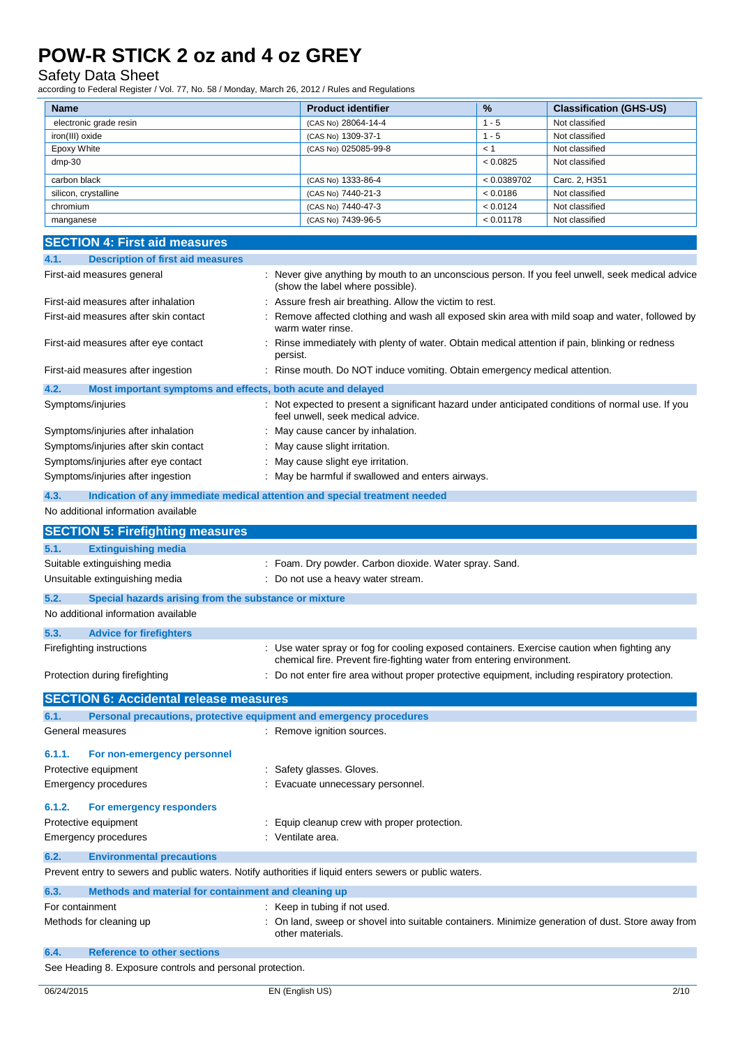| Name | Product identifier | % | Classification (GHS-US) |
|---|---|---|---|
| electronic grade resin | (CAS No) 28064-14-4 | 1 - 5 | Not classified |
| iron(III) oxide | (CAS No) 1309-37-1 | 1 - 5 | Not classified |
| Epoxy White | (CAS No) 025085-99-8 | < 1 | Not classified |
| dmp-30 | | < 0.0825 | Not classified |
| carbon black | (CAS No) 1333-86-4 | < 0.0389702 | Carc. 2, H351 |
| silicon, crystalline | (CAS No) 7440-21-3 | < 0.0186 | Not classified |
| chromium | (CAS No) 7440-47-3 | < 0.0124 | Not classified |
| manganese | (CAS No) 7439-96-5 | < 0.01178 | Not classified |

## SECTION 4: First aid measures

### 4.1. Description of first aid measures

First-aid measures general : Never give anything by mouth to an unconscious person. If you feel unwell, seek medical advice (show the label where possible).

First-aid measures after inhalation : Assure fresh air breathing. Allow the victim to rest.

First-aid measures after skin contact : Remove affected clothing and wash all exposed skin area with mild soap and water, followed by warm water rinse.

First-aid measures after eye contact : Rinse immediately with plenty of water. Obtain medical attention if pain, blinking or redness persist.

First-aid measures after ingestion : Rinse mouth. Do NOT induce vomiting. Obtain emergency medical attention.

### 4.2. Most important symptoms and effects, both acute and delayed

Symptoms/injuries : Not expected to present a significant hazard under anticipated conditions of normal use. If you feel unwell, seek medical advice.

Symptoms/injuries after inhalation : May cause cancer by inhalation.

Symptoms/injuries after skin contact : May cause slight irritation.

Symptoms/injuries after eye contact : May cause slight eye irritation.

Symptoms/injuries after ingestion : May be harmful if swallowed and enters airways.

### 4.3. Indication of any immediate medical attention and special treatment needed

No additional information available

## SECTION 5: Firefighting measures

### 5.1. Extinguishing media

Suitable extinguishing media : Foam. Dry powder. Carbon dioxide. Water spray. Sand.

Unsuitable extinguishing media : Do not use a heavy water stream.

### 5.2. Special hazards arising from the substance or mixture

No additional information available

### 5.3. Advice for firefighters

Firefighting instructions : Use water spray or fog for cooling exposed containers. Exercise caution when fighting any chemical fire. Prevent fire-fighting water from entering environment.

Protection during firefighting : Do not enter fire area without proper protective equipment, including respiratory protection.

## SECTION 6: Accidental release measures

### 6.1. Personal precautions, protective equipment and emergency procedures

General measures : Remove ignition sources.

#### 6.1.1. For non-emergency personnel

Protective equipment : Safety glasses. Gloves.

Emergency procedures : Evacuate unnecessary personnel.

#### 6.1.2. For emergency responders

Protective equipment : Equip cleanup crew with proper protection.

Emergency procedures : Ventilate area.

### 6.2. Environmental precautions

Prevent entry to sewers and public waters. Notify authorities if liquid enters sewers or public waters.

### 6.3. Methods and material for containment and cleaning up

For containment : Keep in tubing if not used.

Methods for cleaning up : On land, sweep or shovel into suitable containers. Minimize generation of dust. Store away from other materials.

### 6.4. Reference to other sections

See Heading 8. Exposure controls and personal protection.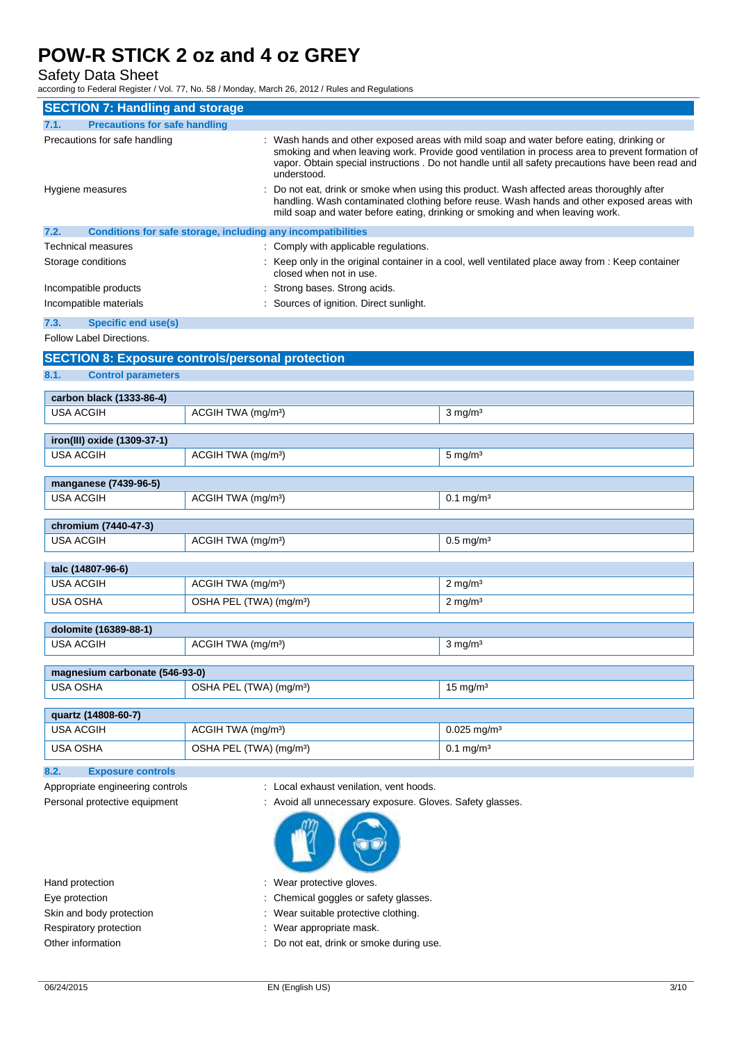## SECTION 7: Handling and storage

### 7.1. Precautions for safe handling

| | |
|---|---|
| Precautions for safe handling | : Wash hands and other exposed areas with mild soap and water before eating, drinking or smoking and when leaving work. Provide good ventilation in process area to prevent formation of vapor. Obtain special instructions . Do not handle until all safety precautions have been read and understood. |
| Hygiene measures | : Do not eat, drink or smoke when using this product. Wash affected areas thoroughly after handling. Wash contaminated clothing before reuse. Wash hands and other exposed areas with mild soap and water before eating, drinking or smoking and when leaving work. |

### 7.2. Conditions for safe storage, including any incompatibilities

| | |
|---|---|
| Technical measures | : Comply with applicable regulations. |
| Storage conditions | : Keep only in the original container in a cool, well ventilated place away from : Keep container closed when not in use. |
| Incompatible products | : Strong bases. Strong acids. |
| Incompatible materials | : Sources of ignition. Direct sunlight. |

### 7.3. Specific end use(s)

Follow Label Directions.

## SECTION 8: Exposure controls/personal protection

### 8.1. Control parameters

| carbon black (1333-86-4) | | |
|---|---|---|
| USA ACGIH | ACGIH TWA (mg/m³) | 3 mg/m³ |

| iron(III) oxide (1309-37-1) | | |
|---|---|---|
| USA ACGIH | ACGIH TWA (mg/m³) | 5 mg/m³ |

| manganese (7439-96-5) | | |
|---|---|---|
| USA ACGIH | ACGIH TWA (mg/m³) | 0.1 mg/m³ |

| chromium (7440-47-3) | | |
|---|---|---|
| USA ACGIH | ACGIH TWA (mg/m³) | 0.5 mg/m³ |

| talc (14807-96-6) | | |
|---|---|---|
| USA ACGIH | ACGIH TWA (mg/m³) | 2 mg/m³ |
| USA OSHA | OSHA PEL (TWA) (mg/m³) | 2 mg/m³ |

| dolomite (16389-88-1) | | |
|---|---|---|
| USA ACGIH | ACGIH TWA (mg/m³) | 3 mg/m³ |

| magnesium carbonate (546-93-0) | | |
|---|---|---|
| USA OSHA | OSHA PEL (TWA) (mg/m³) | 15 mg/m³ |

| quartz (14808-60-7) | | |
|---|---|---|
| USA ACGIH | ACGIH TWA (mg/m³) | 0.025 mg/m³ |
| USA OSHA | OSHA PEL (TWA) (mg/m³) | 0.1 mg/m³ |

### 8.2. Exposure controls

| | |
|---|---|
| Appropriate engineering controls | : Local exhaust venilation, vent hoods. |
| Personal protective equipment | : Avoid all unnecessary exposure. Gloves. Safety glasses. |
| Hand protection | : Wear protective gloves. |
| Eye protection | : Chemical goggles or safety glasses. |
| Skin and body protection | : Wear suitable protective clothing. |
| Respiratory protection | : Wear appropriate mask. |
| Other information | : Do not eat, drink or smoke during use. |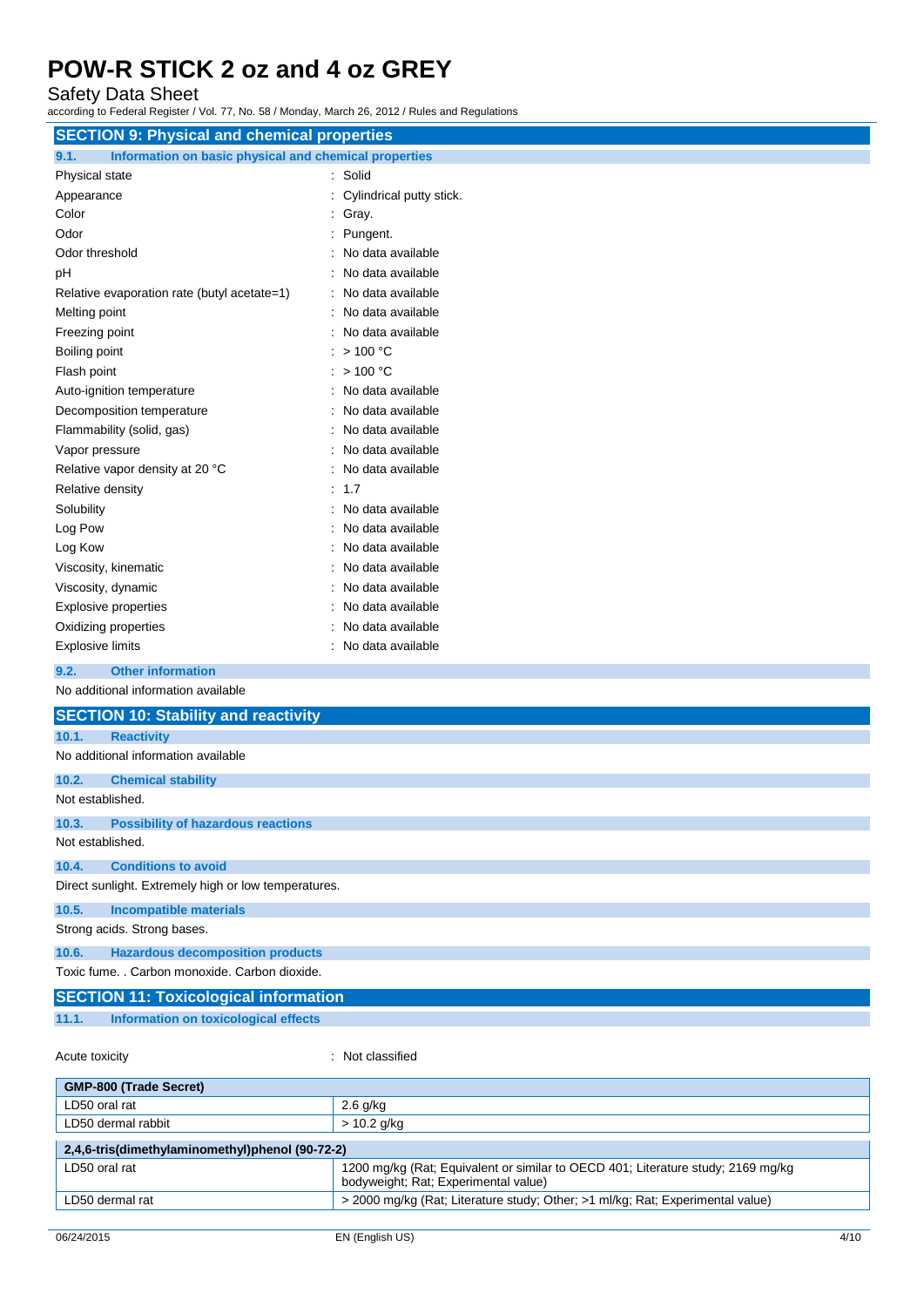## SECTION 9: Physical and chemical properties

### 9.1. Information on basic physical and chemical properties

| | |
|---|---|
| Physical state | : Solid |
| Appearance | : Cylindrical putty stick. |
| Color | : Gray. |
| Odor | : Pungent. |
| Odor threshold | : No data available |
| pH | : No data available |
| Relative evaporation rate (butyl acetate=1) | : No data available |
| Melting point | : No data available |
| Freezing point | : No data available |
| Boiling point | : > 100 °C |
| Flash point | : > 100 °C |
| Auto-ignition temperature | : No data available |
| Decomposition temperature | : No data available |
| Flammability (solid, gas) | : No data available |
| Vapor pressure | : No data available |
| Relative vapor density at 20 °C | : No data available |
| Relative density | : 1.7 |
| Solubility | : No data available |
| Log Pow | : No data available |
| Log Kow | : No data available |
| Viscosity, kinematic | : No data available |
| Viscosity, dynamic | : No data available |
| Explosive properties | : No data available |
| Oxidizing properties | : No data available |
| Explosive limits | : No data available |

### 9.2. Other information

No additional information available

## SECTION 10: Stability and reactivity

### 10.1. Reactivity

No additional information available

### 10.2. Chemical stability

Not established.

### 10.3. Possibility of hazardous reactions

Not established.

### 10.4. Conditions to avoid

Direct sunlight. Extremely high or low temperatures.

### 10.5. Incompatible materials

Strong acids. Strong bases.

### 10.6. Hazardous decomposition products

Toxic fume. . Carbon monoxide. Carbon dioxide.

## SECTION 11: Toxicological information

### 11.1. Information on toxicological effects

Acute toxicity : Not classified

| GMP-800 (Trade Secret) | |
|---|---|
| LD50 oral rat | 2.6 g/kg |
| LD50 dermal rabbit | > 10.2 g/kg |

| 2,4,6-tris(dimethylaminomethyl)phenol (90-72-2) | |
|---|---|
| LD50 oral rat | 1200 mg/kg (Rat; Equivalent or similar to OECD 401; Literature study; 2169 mg/kg bodyweight; Rat; Experimental value) |
| LD50 dermal rat | > 2000 mg/kg (Rat; Literature study; Other; >1 ml/kg; Rat; Experimental value) |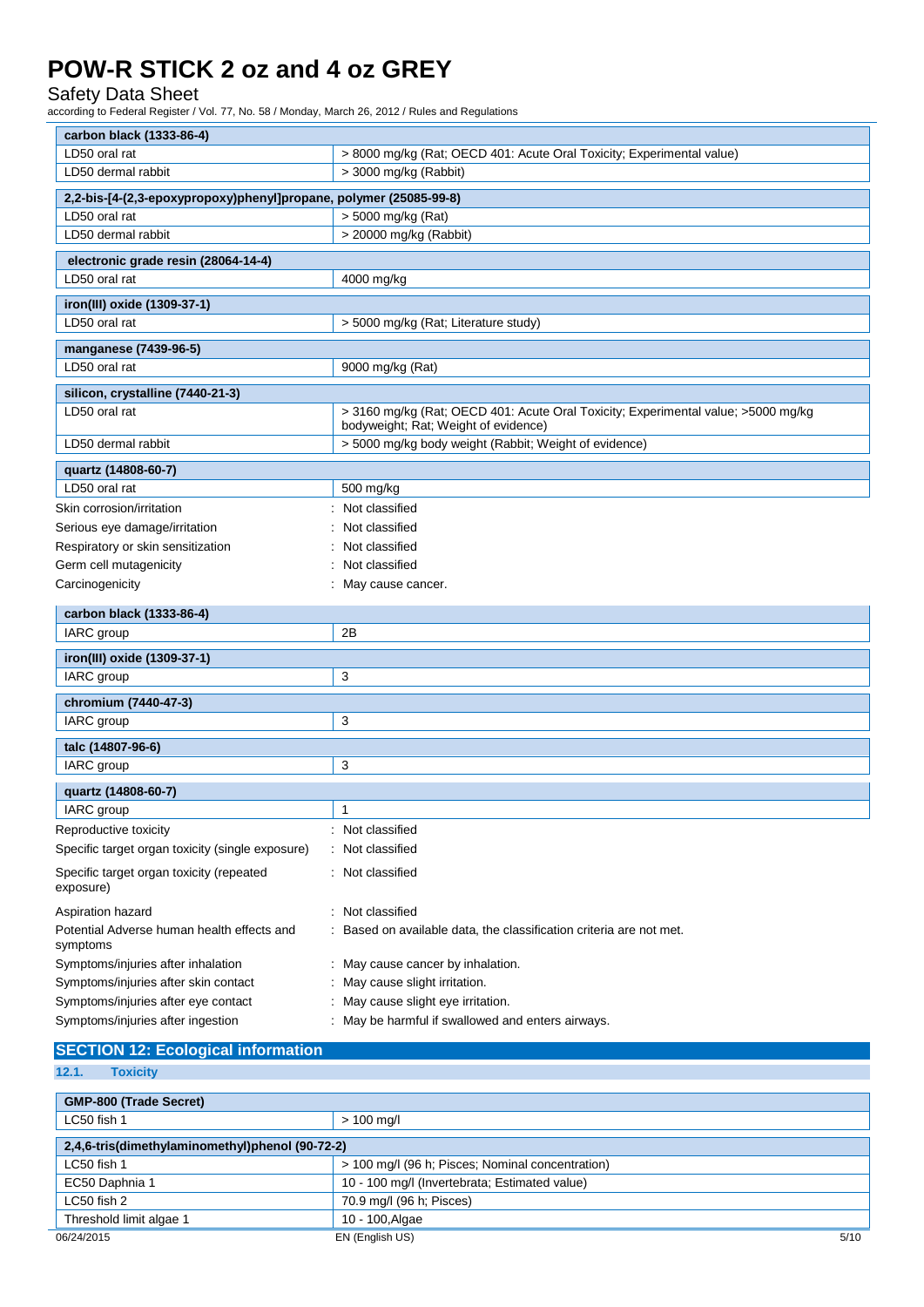| carbon black (1333-86-4) | |
|---|---|
| LD50 oral rat | > 8000 mg/kg (Rat; OECD 401: Acute Oral Toxicity; Experimental value) |
| LD50 dermal rabbit | > 3000 mg/kg (Rabbit) |

| 2,2-bis-[4-(2,3-epoxypropoxy)phenyl]propane, polymer (25085-99-8) | |
|---|---|
| LD50 oral rat | > 5000 mg/kg (Rat) |
| LD50 dermal rabbit | > 20000 mg/kg (Rabbit) |

| electronic grade resin (28064-14-4) | |
|---|---|
| LD50 oral rat | 4000 mg/kg |

| iron(III) oxide (1309-37-1) | |
|---|---|
| LD50 oral rat | > 5000 mg/kg (Rat; Literature study) |

| manganese (7439-96-5) | |
|---|---|
| LD50 oral rat | 9000 mg/kg (Rat) |

| silicon, crystalline (7440-21-3) | |
|---|---|
| LD50 oral rat | > 3160 mg/kg (Rat; OECD 401: Acute Oral Toxicity; Experimental value; >5000 mg/kg bodyweight; Rat; Weight of evidence) |
| LD50 dermal rabbit | > 5000 mg/kg body weight (Rabbit; Weight of evidence) |

| quartz (14808-60-7) | |
|---|---|
| LD50 oral rat | 500 mg/kg |

Skin corrosion/irritation : Not classified

Serious eye damage/irritation : Not classified

Respiratory or skin sensitization : Not classified

Germ cell mutagenicity : Not classified

Carcinogenicity : May cause cancer.

| carbon black (1333-86-4) | |
|---|---|
| IARC group | 2B |

| iron(III) oxide (1309-37-1) | |
|---|---|
| IARC group | 3 |

| chromium (7440-47-3) | |
|---|---|
| IARC group | 3 |

| talc (14807-96-6) | |
|---|---|
| IARC group | 3 |

| quartz (14808-60-7) | |
|---|---|
| IARC group | 1 |

Reproductive toxicity : Not classified

Specific target organ toxicity (single exposure) : Not classified

Specific target organ toxicity (repeated exposure) : Not classified

Aspiration hazard : Not classified

Potential Adverse human health effects and symptoms : Based on available data, the classification criteria are not met.

Symptoms/injuries after inhalation : May cause cancer by inhalation.

Symptoms/injuries after skin contact : May cause slight irritation.

Symptoms/injuries after eye contact : May cause slight eye irritation.

Symptoms/injuries after ingestion : May be harmful if swallowed and enters airways.

## SECTION 12: Ecological information

### 12.1. Toxicity

| GMP-800 (Trade Secret) | |
|---|---|
| LC50 fish 1 | > 100 mg/l |

| 2,4,6-tris(dimethylaminomethyl)phenol (90-72-2) | |
|---|---|
| LC50 fish 1 | > 100 mg/l (96 h; Pisces; Nominal concentration) |
| EC50 Daphnia 1 | 10 - 100 mg/l (Invertebrata; Estimated value) |
| LC50 fish 2 | 70.9 mg/l (96 h; Pisces) |
| Threshold limit algae 1 | 10 - 100,Algae |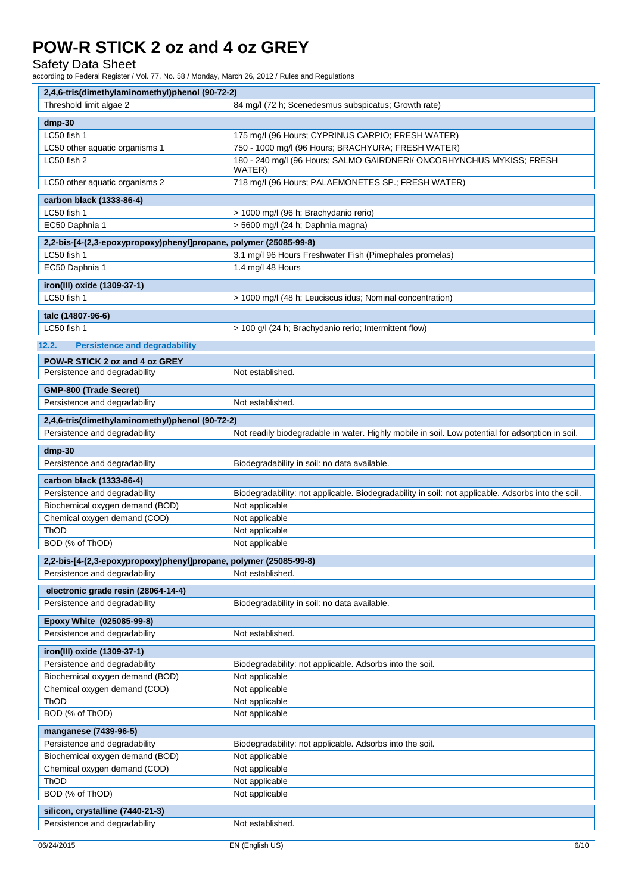| 2,4,6-tris(dimethylaminomethyl)phenol (90-72-2) | |
|---|---|
| Threshold limit algae 2 | 84 mg/l (72 h; Scenedesmus subspicatus; Growth rate) |

| dmp-30 | |
|---|---|
| LC50 fish 1 | 175 mg/l (96 Hours; CYPRINUS CARPIO; FRESH WATER) |
| LC50 other aquatic organisms 1 | 750 - 1000 mg/l (96 Hours; BRACHYURA; FRESH WATER) |
| LC50 fish 2 | 180 - 240 mg/l (96 Hours; SALMO GAIRDNERI/ ONCORHYNCHUS MYKISS; FRESH WATER) |
| LC50 other aquatic organisms 2 | 718 mg/l (96 Hours; PALAEMONETES SP.; FRESH WATER) |

| carbon black (1333-86-4) | |
|---|---|
| LC50 fish 1 | > 1000 mg/l (96 h; Brachydanio rerio) |
| EC50 Daphnia 1 | > 5600 mg/l (24 h; Daphnia magna) |

| 2,2-bis-[4-(2,3-epoxypropoxy)phenyl]propane, polymer (25085-99-8) | |
|---|---|
| LC50 fish 1 | 3.1 mg/l 96 Hours Freshwater Fish (Pimephales promelas) |
| EC50 Daphnia 1 | 1.4 mg/l 48 Hours |

| iron(III) oxide (1309-37-1) | |
|---|---|
| LC50 fish 1 | > 1000 mg/l (48 h; Leuciscus idus; Nominal concentration) |

| talc (14807-96-6) | |
|---|---|
| LC50 fish 1 | > 100 g/l (24 h; Brachydanio rerio; Intermittent flow) |

### 12.2. Persistence and degradability

| POW-R STICK 2 oz and 4 oz GREY | |
|---|---|
| Persistence and degradability | Not established. |

| GMP-800 (Trade Secret) | |
|---|---|
| Persistence and degradability | Not established. |

| 2,4,6-tris(dimethylaminomethyl)phenol (90-72-2) | |
|---|---|
| Persistence and degradability | Not readily biodegradable in water. Highly mobile in soil. Low potential for adsorption in soil. |

| dmp-30 | |
|---|---|
| Persistence and degradability | Biodegradability in soil: no data available. |

| carbon black (1333-86-4) | |
|---|---|
| Persistence and degradability | Biodegradability: not applicable. Biodegradability in soil: not applicable. Adsorbs into the soil. |
| Biochemical oxygen demand (BOD) | Not applicable |
| Chemical oxygen demand (COD) | Not applicable |
| ThOD | Not applicable |
| BOD (% of ThOD) | Not applicable |

| 2,2-bis-[4-(2,3-epoxypropoxy)phenyl]propane, polymer (25085-99-8) | |
|---|---|
| Persistence and degradability | Not established. |

| electronic grade resin (28064-14-4) | |
|---|---|
| Persistence and degradability | Biodegradability in soil: no data available. |

| Epoxy White (025085-99-8) | |
|---|---|
| Persistence and degradability | Not established. |

| iron(III) oxide (1309-37-1) | |
|---|---|
| Persistence and degradability | Biodegradability: not applicable. Adsorbs into the soil. |
| Biochemical oxygen demand (BOD) | Not applicable |
| Chemical oxygen demand (COD) | Not applicable |
| ThOD | Not applicable |
| BOD (% of ThOD) | Not applicable |

| manganese (7439-96-5) | |
|---|---|
| Persistence and degradability | Biodegradability: not applicable. Adsorbs into the soil. |
| Biochemical oxygen demand (BOD) | Not applicable |
| Chemical oxygen demand (COD) | Not applicable |
| ThOD | Not applicable |
| BOD (% of ThOD) | Not applicable |

| silicon, crystalline (7440-21-3) | |
|---|---|
| Persistence and degradability | Not established. |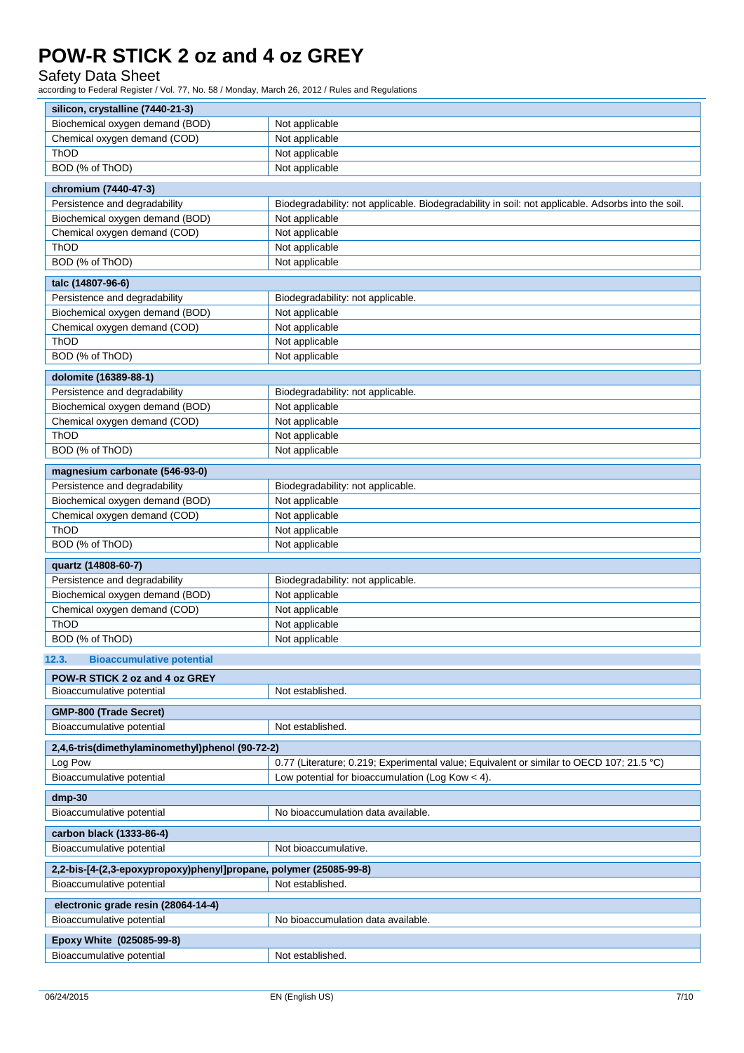| silicon, crystalline (7440-21-3) | |
|---|---|
| Biochemical oxygen demand (BOD) | Not applicable |
| Chemical oxygen demand (COD) | Not applicable |
| ThOD | Not applicable |
| BOD (% of ThOD) | Not applicable |

| chromium (7440-47-3) | |
|---|---|
| Persistence and degradability | Biodegradability: not applicable. Biodegradability in soil: not applicable. Adsorbs into the soil. |
| Biochemical oxygen demand (BOD) | Not applicable |
| Chemical oxygen demand (COD) | Not applicable |
| ThOD | Not applicable |
| BOD (% of ThOD) | Not applicable |

| talc (14807-96-6) | |
|---|---|
| Persistence and degradability | Biodegradability: not applicable. |
| Biochemical oxygen demand (BOD) | Not applicable |
| Chemical oxygen demand (COD) | Not applicable |
| ThOD | Not applicable |
| BOD (% of ThOD) | Not applicable |

| dolomite (16389-88-1) | |
|---|---|
| Persistence and degradability | Biodegradability: not applicable. |
| Biochemical oxygen demand (BOD) | Not applicable |
| Chemical oxygen demand (COD) | Not applicable |
| ThOD | Not applicable |
| BOD (% of ThOD) | Not applicable |

| magnesium carbonate (546-93-0) | |
|---|---|
| Persistence and degradability | Biodegradability: not applicable. |
| Biochemical oxygen demand (BOD) | Not applicable |
| Chemical oxygen demand (COD) | Not applicable |
| ThOD | Not applicable |
| BOD (% of ThOD) | Not applicable |

| quartz (14808-60-7) | |
|---|---|
| Persistence and degradability | Biodegradability: not applicable. |
| Biochemical oxygen demand (BOD) | Not applicable |
| Chemical oxygen demand (COD) | Not applicable |
| ThOD | Not applicable |
| BOD (% of ThOD) | Not applicable |

### 12.3. Bioaccumulative potential

| POW-R STICK 2 oz and 4 oz GREY | |
|---|---|
| Bioaccumulative potential | Not established. |

| GMP-800 (Trade Secret) | |
|---|---|
| Bioaccumulative potential | Not established. |

| 2,4,6-tris(dimethylaminomethyl)phenol (90-72-2) | |
|---|---|
| Log Pow | 0.77 (Literature; 0.219; Experimental value; Equivalent or similar to OECD 107; 21.5 °C) |
| Bioaccumulative potential | Low potential for bioaccumulation (Log Kow < 4). |

| dmp-30 | |
|---|---|
| Bioaccumulative potential | No bioaccumulation data available. |

| carbon black (1333-86-4) | |
|---|---|
| Bioaccumulative potential | Not bioaccumulative. |

| 2,2-bis-[4-(2,3-epoxypropoxy)phenyl]propane, polymer (25085-99-8) | |
|---|---|
| Bioaccumulative potential | Not established. |

| electronic grade resin (28064-14-4) | |
|---|---|
| Bioaccumulative potential | No bioaccumulation data available. |

| Epoxy White (025085-99-8) | |
|---|---|
| Bioaccumulative potential | Not established. |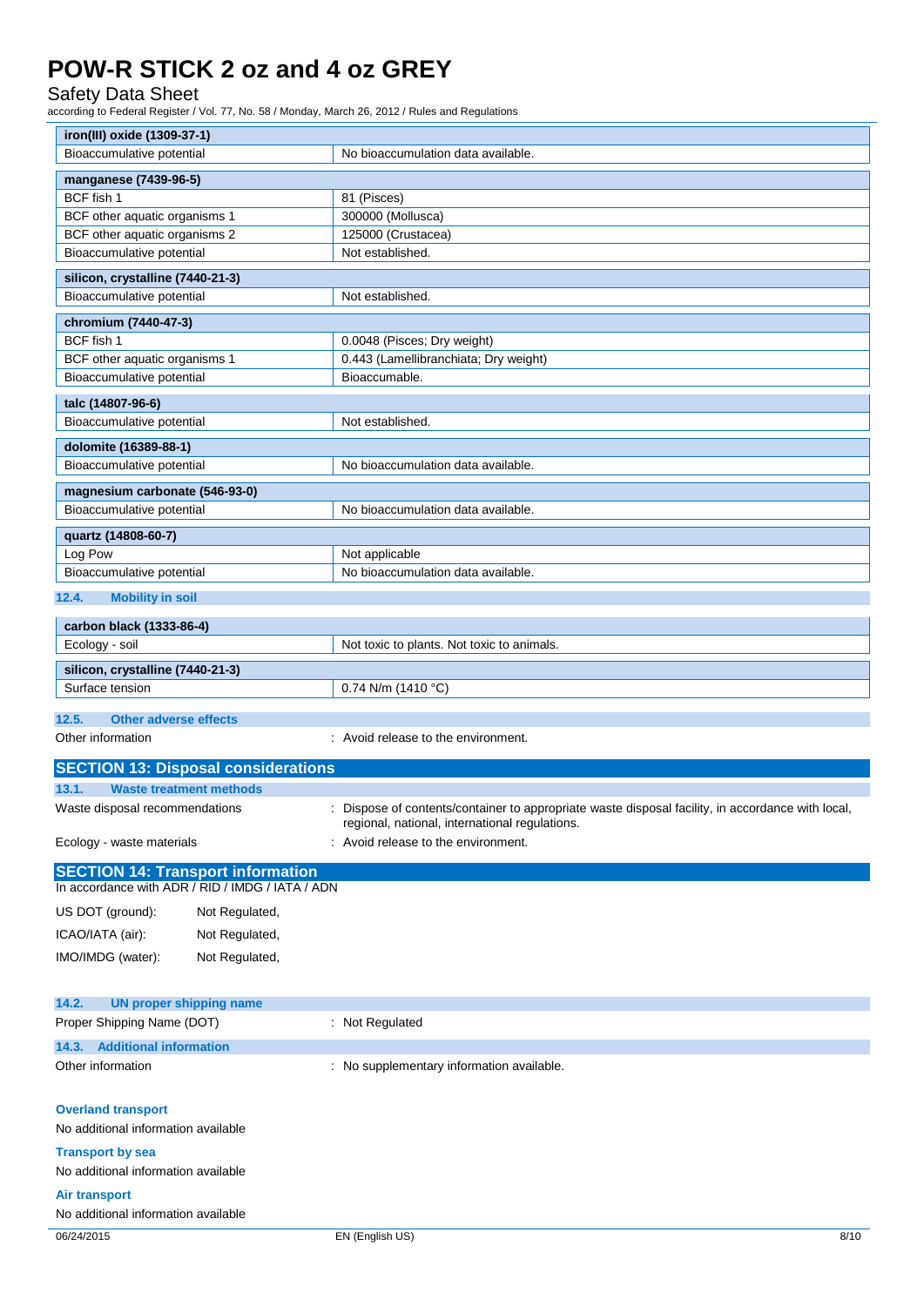| iron(III) oxide (1309-37-1) | |
|---|---|
| Bioaccumulative potential | No bioaccumulation data available. |

| manganese (7439-96-5) | |
|---|---|
| BCF fish 1 | 81 (Pisces) |
| BCF other aquatic organisms 1 | 300000 (Mollusca) |
| BCF other aquatic organisms 2 | 125000 (Crustacea) |
| Bioaccumulative potential | Not established. |

| silicon, crystalline (7440-21-3) | |
|---|---|
| Bioaccumulative potential | Not established. |

| chromium (7440-47-3) | |
|---|---|
| BCF fish 1 | 0.0048 (Pisces; Dry weight) |
| BCF other aquatic organisms 1 | 0.443 (Lamellibranchiata; Dry weight) |
| Bioaccumulative potential | Bioaccumable. |

| talc (14807-96-6) | |
|---|---|
| Bioaccumulative potential | Not established. |

| dolomite (16389-88-1) | |
|---|---|
| Bioaccumulative potential | No bioaccumulation data available. |

| magnesium carbonate (546-93-0) | |
|---|---|
| Bioaccumulative potential | No bioaccumulation data available. |

| quartz (14808-60-7) | |
|---|---|
| Log Pow | Not applicable |
| Bioaccumulative potential | No bioaccumulation data available. |

### 12.4. Mobility in soil

| carbon black (1333-86-4) | |
|---|---|
| Ecology - soil | Not toxic to plants. Not toxic to animals. |

| silicon, crystalline (7440-21-3) | |
|---|---|
| Surface tension | 0.74 N/m (1410 °C) |

### 12.5. Other adverse effects

Other information : Avoid release to the environment.

## SECTION 13: Disposal considerations

### 13.1. Waste treatment methods

Waste disposal recommendations : Dispose of contents/container to appropriate waste disposal facility, in accordance with local, regional, national, international regulations.

Ecology - waste materials : Avoid release to the environment.

## SECTION 14: Transport information

In accordance with ADR / RID / IMDG / IATA / ADN

US DOT (ground): Not Regulated,

ICAO/IATA (air): Not Regulated,

IMO/IMDG (water): Not Regulated,

### 14.2. UN proper shipping name

Proper Shipping Name (DOT) : Not Regulated

### 14.3. Additional information

Other information : No supplementary information available.

**Overland transport**

No additional information available

**Transport by sea**

No additional information available

**Air transport**

No additional information available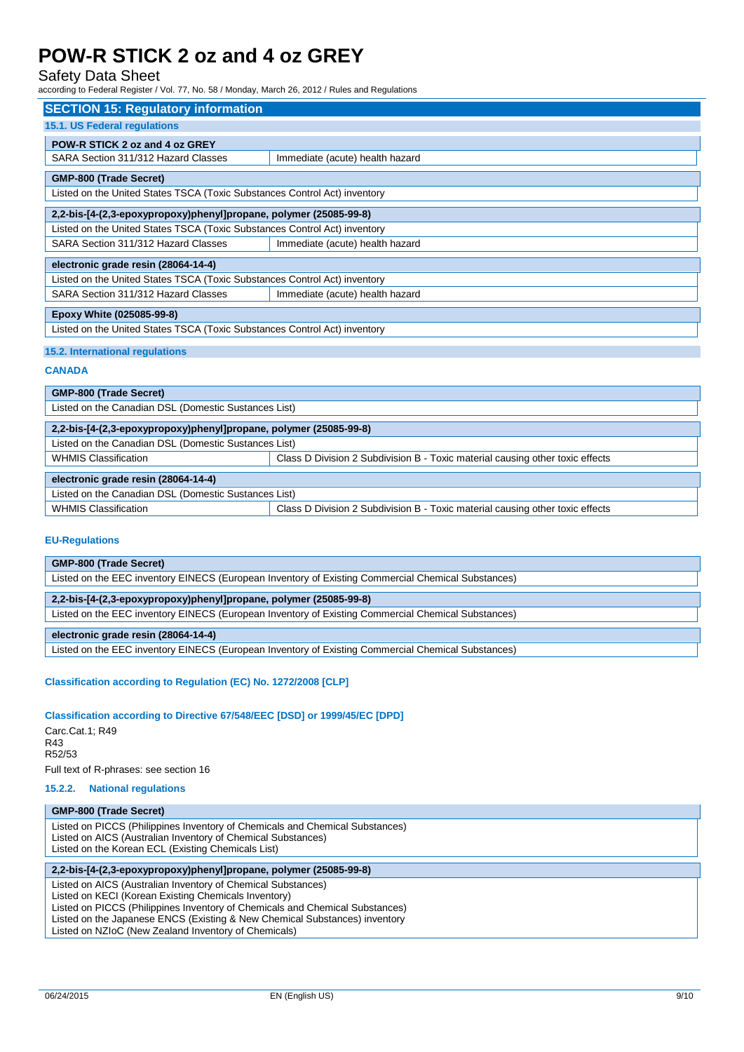## SECTION 15: Regulatory information

### 15.1. US Federal regulations

| POW-R STICK 2 oz and 4 oz GREY | |
|---|---|
| SARA Section 311/312 Hazard Classes | Immediate (acute) health hazard |

| GMP-800 (Trade Secret) |
|---|
| Listed on the United States TSCA (Toxic Substances Control Act) inventory |

| 2,2-bis-[4-(2,3-epoxypropoxy)phenyl]propane, polymer (25085-99-8) | |
|---|---|
| Listed on the United States TSCA (Toxic Substances Control Act) inventory | |
| SARA Section 311/312 Hazard Classes | Immediate (acute) health hazard |

| electronic grade resin (28064-14-4) | |
|---|---|
| Listed on the United States TSCA (Toxic Substances Control Act) inventory | |
| SARA Section 311/312 Hazard Classes | Immediate (acute) health hazard |

| Epoxy White (025085-99-8) |
|---|
| Listed on the United States TSCA (Toxic Substances Control Act) inventory |

### 15.2. International regulations

**CANADA**

| GMP-800 (Trade Secret) |
|---|
| Listed on the Canadian DSL (Domestic Substances List) |

| 2,2-bis-[4-(2,3-epoxypropoxy)phenyl]propane, polymer (25085-99-8) | |
|---|---|
| Listed on the Canadian DSL (Domestic Substances List) | |
| WHMIS Classification | Class D Division 2 Subdivision B - Toxic material causing other toxic effects |

| electronic grade resin (28064-14-4) | |
|---|---|
| Listed on the Canadian DSL (Domestic Substances List) | |
| WHMIS Classification | Class D Division 2 Subdivision B - Toxic material causing other toxic effects |

**EU-Regulations**

| GMP-800 (Trade Secret) |
|---|
| Listed on the EEC inventory EINECS (European Inventory of Existing Commercial Chemical Substances) |

| 2,2-bis-[4-(2,3-epoxypropoxy)phenyl]propane, polymer (25085-99-8) |
|---|
| Listed on the EEC inventory EINECS (European Inventory of Existing Commercial Chemical Substances) |

| electronic grade resin (28064-14-4) |
|---|
| Listed on the EEC inventory EINECS (European Inventory of Existing Commercial Chemical Substances) |

**Classification according to Regulation (EC) No. 1272/2008 [CLP]**

**Classification according to Directive 67/548/EEC [DSD] or 1999/45/EC [DPD]**

Carc.Cat.1; R49
R43
R52/53

Full text of R-phrases: see section 16

#### 15.2.2. National regulations

| GMP-800 (Trade Secret) |
|---|
| Listed on PICCS (Philippines Inventory of Chemicals and Chemical Substances)<br>Listed on AICS (Australian Inventory of Chemical Substances)<br>Listed on the Korean ECL (Existing Chemicals List) |

| 2,2-bis-[4-(2,3-epoxypropoxy)phenyl]propane, polymer (25085-99-8) |
|---|
| Listed on AICS (Australian Inventory of Chemical Substances)<br>Listed on KECI (Korean Existing Chemicals Inventory)<br>Listed on PICCS (Philippines Inventory of Chemicals and Chemical Substances)<br>Listed on the Japanese ENCS (Existing & New Chemical Substances) inventory<br>Listed on NZIoC (New Zealand Inventory of Chemicals) |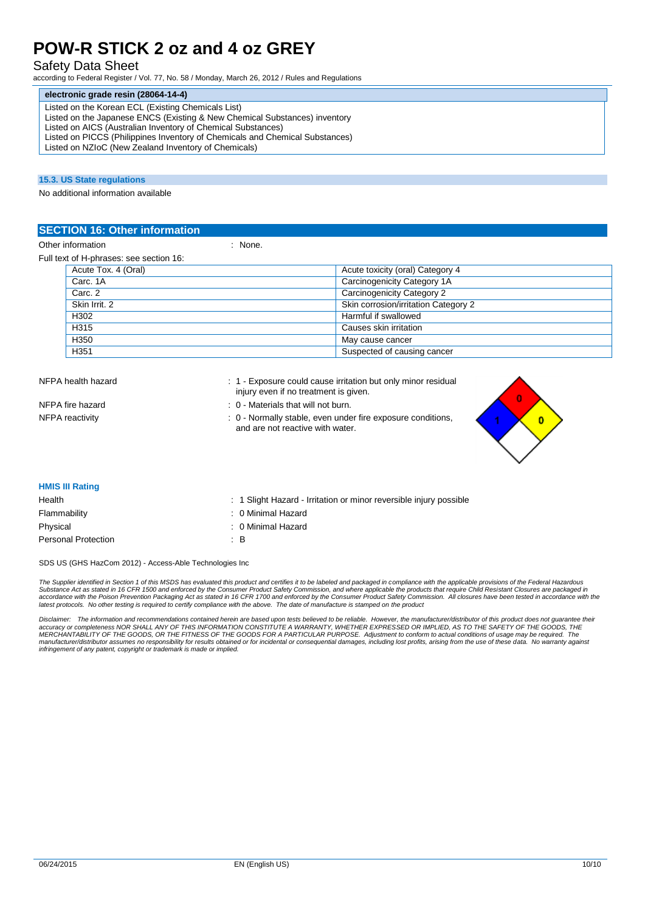# POW-R STICK 2 oz and 4 oz GREY

Safety Data Sheet

according to Federal Register / Vol. 77, No. 58 / Monday, March 26, 2012 / Rules and Regulations

| electronic grade resin (28064-14-4) |
|---|
| Listed on the Korean ECL (Existing Chemicals List)<br>Listed on the Japanese ENCS (Existing & New Chemical Substances) inventory<br>Listed on AICS (Australian Inventory of Chemical Substances)<br>Listed on PICCS (Philippines Inventory of Chemicals and Chemical Substances)<br>Listed on NZIoC (New Zealand Inventory of Chemicals) |

### 15.3. US State regulations

No additional information available

## SECTION 16: Other information

Other information : None.

Full text of H-phrases: see section 16:

| | |
|---|---|
| Acute Tox. 4 (Oral) | Acute toxicity (oral) Category 4 |
| Carc. 1A | Carcinogenicity Category 1A |
| Carc. 2 | Carcinogenicity Category 2 |
| Skin Irrit. 2 | Skin corrosion/irritation Category 2 |
| H302 | Harmful if swallowed |
| H315 | Causes skin irritation |
| H350 | May cause cancer |
| H351 | Suspected of causing cancer |

NFPA health hazard : 1 - Exposure could cause irritation but only minor residual injury even if no treatment is given.

NFPA fire hazard : 0 - Materials that will not burn.

NFPA reactivity : 0 - Normally stable, even under fire exposure conditions, and are not reactive with water.

0

1

0

### HMIS III Rating

Health : 1 Slight Hazard - Irritation or minor reversible injury possible

Flammability : 0 Minimal Hazard

Physical : 0 Minimal Hazard

Personal Protection : B

SDS US (GHS HazCom 2012) - Access-Able Technologies Inc

*The Supplier identified in Section 1 of this MSDS has evaluated this product and certifies it to be labeled and packaged in compliance with the applicable provisions of the Federal Hazardous Substance Act as stated in 16 CFR 1500 and enforced by the Consumer Product Safety Commission, and where applicable the products that require Child Resistant Closures are packaged in accordance with the Poison Prevention Packaging Act as stated in 16 CFR 1700 and enforced by the Consumer Product Safety Commission. All closures have been tested in accordance with the latest protocols. No other testing is required to certify compliance with the above. The date of manufacture is stamped on the product*

*Disclaimer: The information and recommendations contained herein are based upon tests believed to be reliable. However, the manufacturer/distributor of this product does not guarantee their accuracy or completeness NOR SHALL ANY OF THIS INFORMATION CONSTITUTE A WARRANTY, WHETHER EXPRESSED OR IMPLIED, AS TO THE SAFETY OF THE GOODS, THE MERCHANTABILITY OF THE GOODS, OR THE FITNESS OF THE GOODS FOR A PARTICULAR PURPOSE. Adjustment to conform to actual conditions of usage may be required. The manufacturer/distributor assumes no responsibility for results obtained or for incidental or consequential damages, including lost profits, arising from the use of these data. No warranty against infringement of any patent, copyright or trademark is made or implied.*